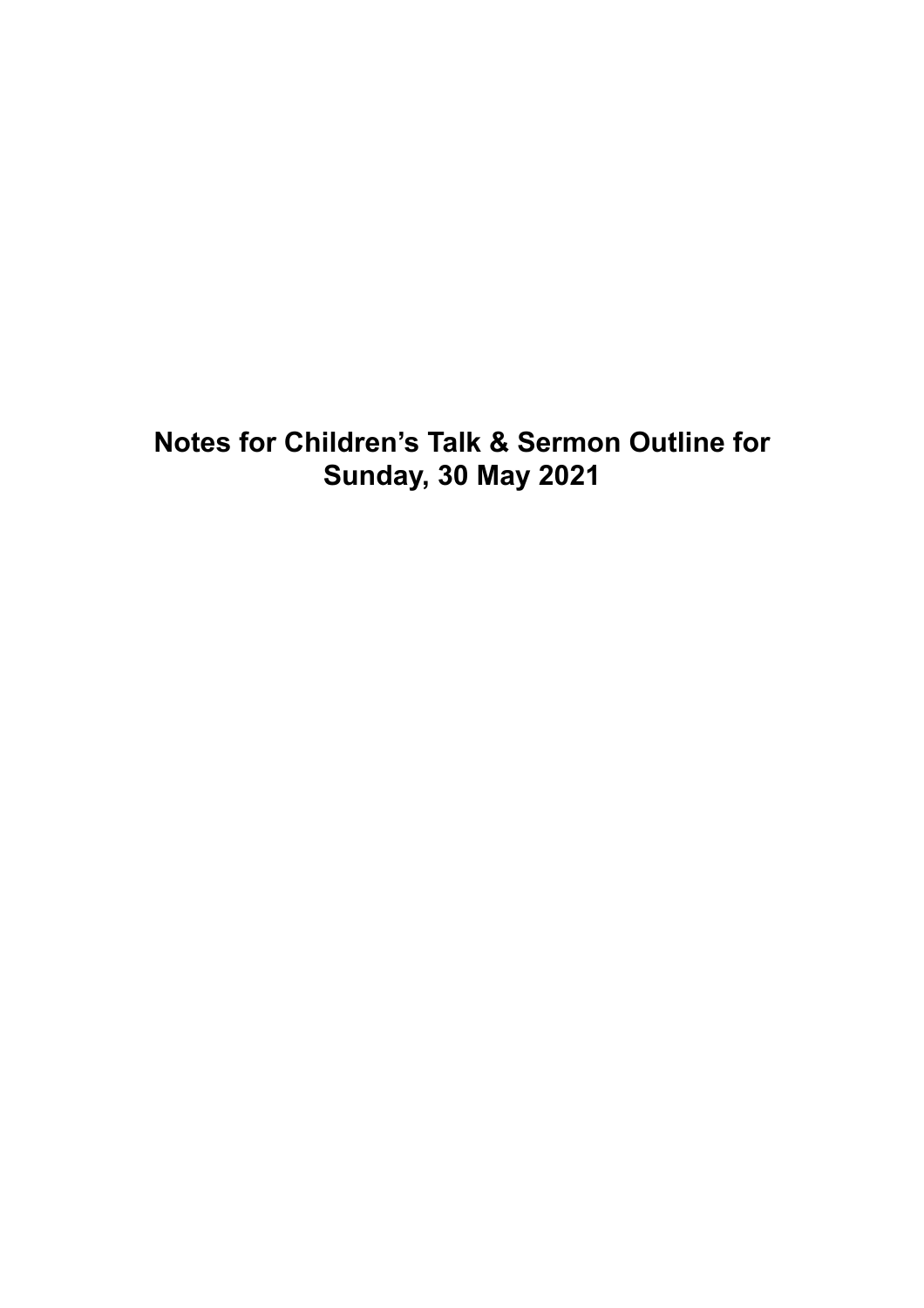# Notes for Children's Talk & Sermon Outline for Sunday, 30 May 2021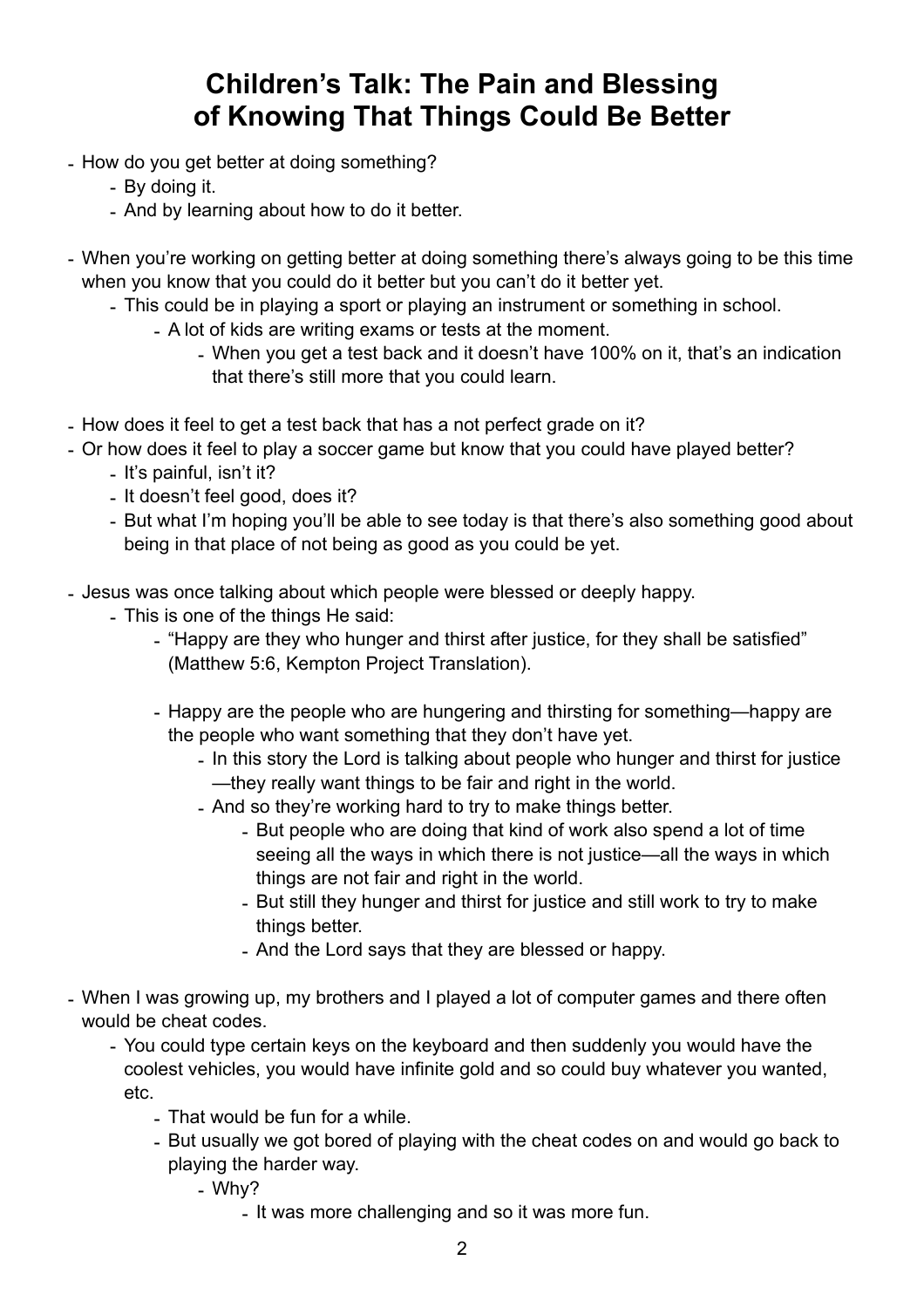# Children's Talk: The Pain and Blessing of Knowing That Things Could Be Better

- How do you get better at doing something?
    - By doing it.
    - And by learning about how to do it better.

- When you're working on getting better at doing something there's always going to be this time when you know that you could do it better but you can't do it better yet.
    - This could be in playing a sport or playing an instrument or something in school.
        - A lot of kids are writing exams or tests at the moment.
            - When you get a test back and it doesn't have 100% on it, that's an indication that there's still more that you could learn.

- How does it feel to get a test back that has a not perfect grade on it?
- Or how does it feel to play a soccer game but know that you could have played better?
    - It's painful, isn't it?
    - It doesn't feel good, does it?
    - But what I'm hoping you'll be able to see today is that there's also something good about being in that place of not being as good as you could be yet.

- Jesus was once talking about which people were blessed or deeply happy.
    - This is one of the things He said:
        - "Happy are they who hunger and thirst after justice, for they shall be satisfied" (Matthew 5:6, Kempton Project Translation).

        - Happy are the people who are hungering and thirsting for something—happy are the people who want something that they don't have yet.
            - In this story the Lord is talking about people who hunger and thirst for justice—they really want things to be fair and right in the world.
            - And so they're working hard to try to make things better.
                - But people who are doing that kind of work also spend a lot of time seeing all the ways in which there is not justice—all the ways in which things are not fair and right in the world.
                - But still they hunger and thirst for justice and still work to try to make things better.
                - And the Lord says that they are blessed or happy.

- When I was growing up, my brothers and I played a lot of computer games and there often would be cheat codes.
    - You could type certain keys on the keyboard and then suddenly you would have the coolest vehicles, you would have infinite gold and so could buy whatever you wanted, etc.
        - That would be fun for a while.
        - But usually we got bored of playing with the cheat codes on and would go back to playing the harder way.
            - Why?
                - It was more challenging and so it was more fun.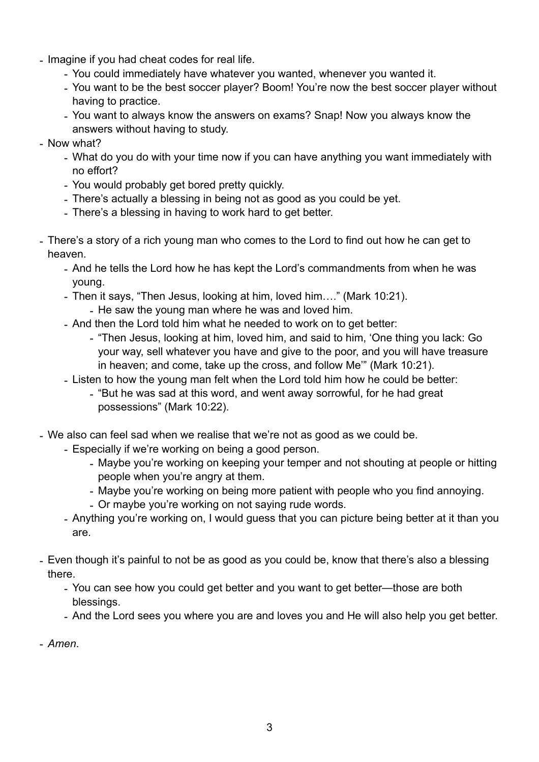- Imagine if you had cheat codes for real life.
    - You could immediately have whatever you wanted, whenever you wanted it.
    - You want to be the best soccer player? Boom! You're now the best soccer player without having to practice.
    - You want to always know the answers on exams? Snap! Now you always know the answers without having to study.
- Now what?
    - What do you do with your time now if you can have anything you want immediately with no effort?
    - You would probably get bored pretty quickly.
    - There's actually a blessing in being not as good as you could be yet.
    - There's a blessing in having to work hard to get better.

- There's a story of a rich young man who comes to the Lord to find out how he can get to heaven.
    - And he tells the Lord how he has kept the Lord's commandments from when he was young.
    - Then it says, "Then Jesus, looking at him, loved him…." (Mark 10:21).
        - He saw the young man where he was and loved him.
    - And then the Lord told him what he needed to work on to get better:
        - "Then Jesus, looking at him, loved him, and said to him, 'One thing you lack: Go your way, sell whatever you have and give to the poor, and you will have treasure in heaven; and come, take up the cross, and follow Me'" (Mark 10:21).
    - Listen to how the young man felt when the Lord told him how he could be better:
        - "But he was sad at this word, and went away sorrowful, for he had great possessions" (Mark 10:22).

- We also can feel sad when we realise that we're not as good as we could be.
    - Especially if we're working on being a good person.
        - Maybe you're working on keeping your temper and not shouting at people or hitting people when you're angry at them.
        - Maybe you're working on being more patient with people who you find annoying.
        - Or maybe you're working on not saying rude words.
    - Anything you're working on, I would guess that you can picture being better at it than you are.

- Even though it's painful to not be as good as you could be, know that there's also a blessing there.
    - You can see how you could get better and you want to get better—those are both blessings.
    - And the Lord sees you where you are and loves you and He will also help you get better.

- *Amen*.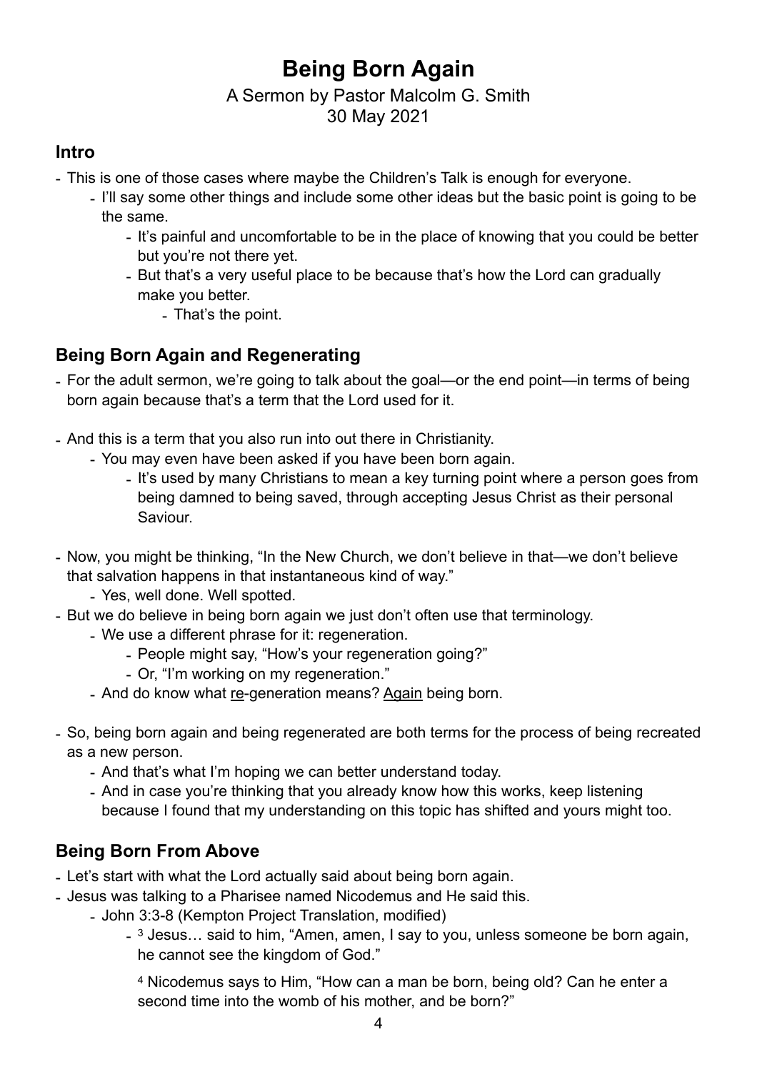# Being Born Again

A Sermon by Pastor Malcolm G. Smith
30 May 2021

## Intro

- This is one of those cases where maybe the Children's Talk is enough for everyone.
    - I'll say some other things and include some other ideas but the basic point is going to be the same.
        - It's painful and uncomfortable to be in the place of knowing that you could be better but you're not there yet.
        - But that's a very useful place to be because that's how the Lord can gradually make you better.
            - That's the point.

## Being Born Again and Regenerating

- For the adult sermon, we're going to talk about the goal—or the end point—in terms of being born again because that's a term that the Lord used for it.

- And this is a term that you also run into out there in Christianity.
    - You may even have been asked if you have been born again.
        - It's used by many Christians to mean a key turning point where a person goes from being damned to being saved, through accepting Jesus Christ as their personal Saviour.

- Now, you might be thinking, "In the New Church, we don't believe in that—we don't believe that salvation happens in that instantaneous kind of way."
    - Yes, well done. Well spotted.
- But we do believe in being born again we just don't often use that terminology.
    - We use a different phrase for it: regeneration.
        - People might say, "How's your regeneration going?"
        - Or, "I'm working on my regeneration."
    - And do know what <u>re</u>-generation means? <u>Again</u> being born.

- So, being born again and being regenerated are both terms for the process of being recreated as a new person.
    - And that's what I'm hoping we can better understand today.
    - And in case you're thinking that you already know how this works, keep listening because I found that my understanding on this topic has shifted and yours might too.

## Being Born From Above

- Let's start with what the Lord actually said about being born again.
- Jesus was talking to a Pharisee named Nicodemus and He said this.
    - John 3:3-8 (Kempton Project Translation, modified)
        - [3] Jesus… said to him, "Amen, amen, I say to you, unless someone be born again, he cannot see the kingdom of God."

          [4] Nicodemus says to Him, "How can a man be born, being old? Can he enter a second time into the womb of his mother, and be born?"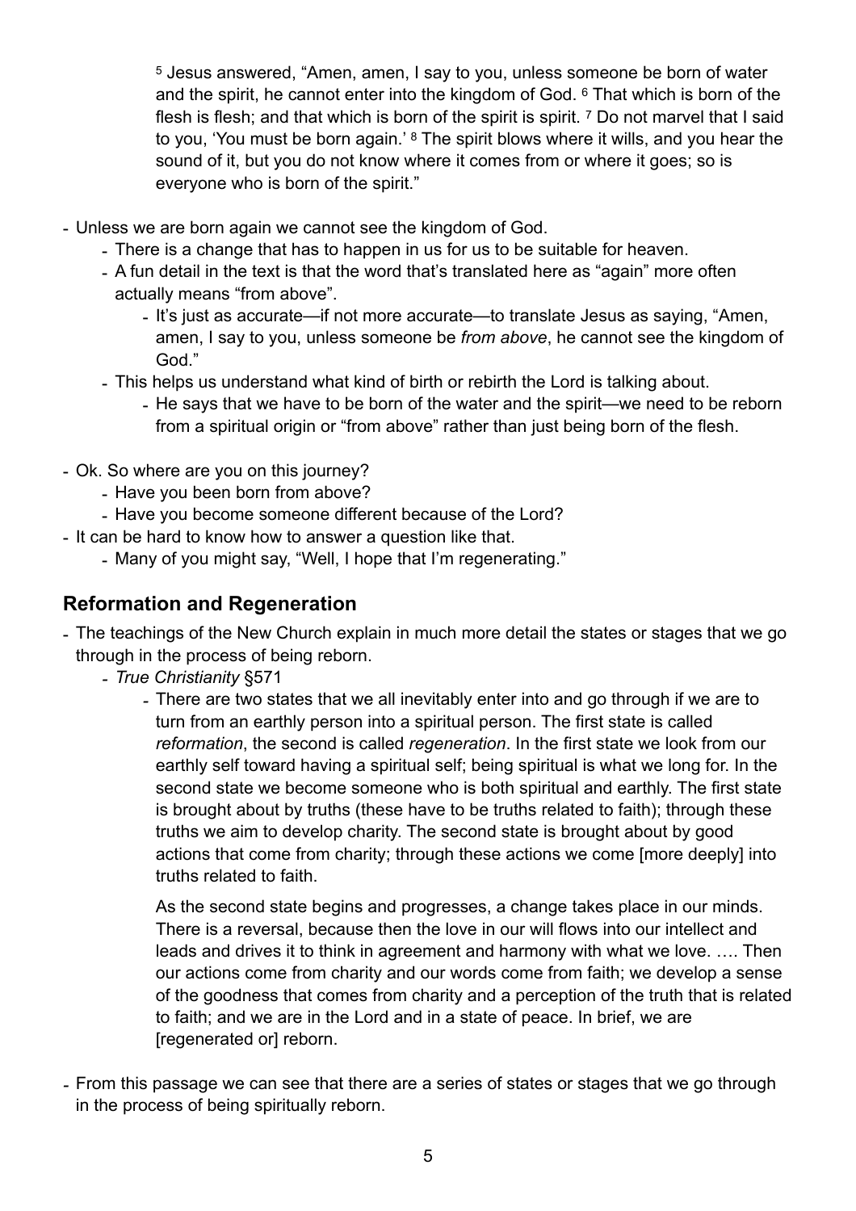> [5] Jesus answered, "Amen, amen, I say to you, unless someone be born of water and the spirit, he cannot enter into the kingdom of God. [6] That which is born of the flesh is flesh; and that which is born of the spirit is spirit. [7] Do not marvel that I said to you, 'You must be born again.' [8] The spirit blows where it wills, and you hear the sound of it, but you do not know where it comes from or where it goes; so is everyone who is born of the spirit."

- Unless we are born again we cannot see the kingdom of God.
  - There is a change that has to happen in us for us to be suitable for heaven.
  - A fun detail in the text is that the word that's translated here as "again" more often actually means "from above".
    - It's just as accurate—if not more accurate—to translate Jesus as saying, "Amen, amen, I say to you, unless someone be *from above*, he cannot see the kingdom of God."
  - This helps us understand what kind of birth or rebirth the Lord is talking about.
    - He says that we have to be born of the water and the spirit—we need to be reborn from a spiritual origin or "from above" rather than just being born of the flesh.
- Ok. So where are you on this journey?
  - Have you been born from above?
  - Have you become someone different because of the Lord?
- It can be hard to know how to answer a question like that.
  - Many of you might say, "Well, I hope that I'm regenerating."

## Reformation and Regeneration

- The teachings of the New Church explain in much more detail the states or stages that we go through in the process of being reborn.
  - *True Christianity* §571
    - There are two states that we all inevitably enter into and go through if we are to turn from an earthly person into a spiritual person. The first state is called *reformation*, the second is called *regeneration*. In the first state we look from our earthly self toward having a spiritual self; being spiritual is what we long for. In the second state we become someone who is both spiritual and earthly. The first state is brought about by truths (these have to be truths related to faith); through these truths we aim to develop charity. The second state is brought about by good actions that come from charity; through these actions we come [more deeply] into truths related to faith.

      As the second state begins and progresses, a change takes place in our minds. There is a reversal, because then the love in our will flows into our intellect and leads and drives it to think in agreement and harmony with what we love. …. Then our actions come from charity and our words come from faith; we develop a sense of the goodness that comes from charity and a perception of the truth that is related to faith; and we are in the Lord and in a state of peace. In brief, we are [regenerated or] reborn.
- From this passage we can see that there are a series of states or stages that we go through in the process of being spiritually reborn.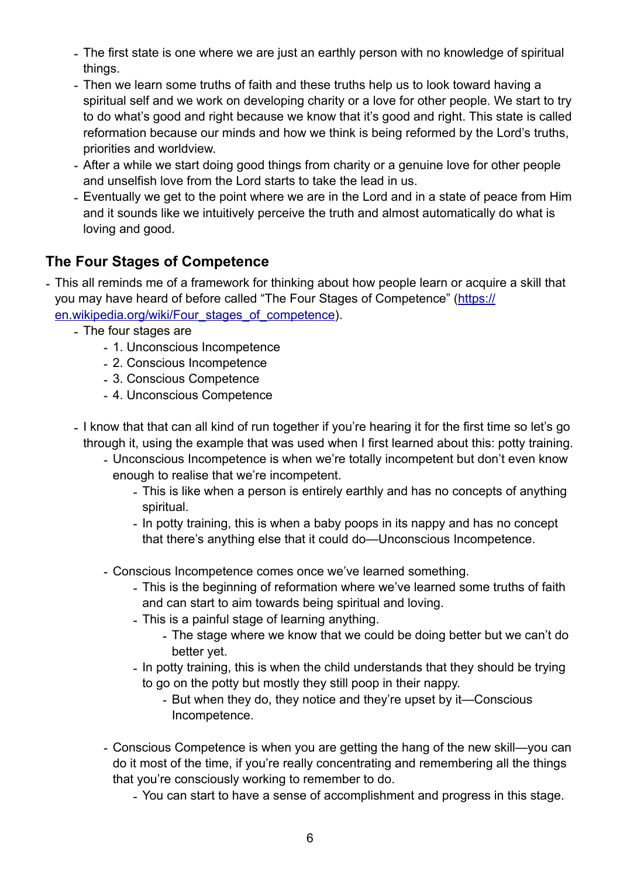- The first state is one where we are just an earthly person with no knowledge of spiritual things.
- Then we learn some truths of faith and these truths help us to look toward having a spiritual self and we work on developing charity or a love for other people. We start to try to do what's good and right because we know that it's good and right. This state is called reformation because our minds and how we think is being reformed by the Lord's truths, priorities and worldview.
- After a while we start doing good things from charity or a genuine love for other people and unselfish love from the Lord starts to take the lead in us.
- Eventually we get to the point where we are in the Lord and in a state of peace from Him and it sounds like we intuitively perceive the truth and almost automatically do what is loving and good.

## The Four Stages of Competence

- This all reminds me of a framework for thinking about how people learn or acquire a skill that you may have heard of before called "The Four Stages of Competence" ([https://en.wikipedia.org/wiki/Four_stages_of_competence](https://en.wikipedia.org/wiki/Four_stages_of_competence)).
    - The four stages are
        - 1. Unconscious Incompetence
        - 2. Conscious Incompetence
        - 3. Conscious Competence
        - 4. Unconscious Competence
    - I know that that can all kind of run together if you're hearing it for the first time so let's go through it, using the example that was used when I first learned about this: potty training.
        - Unconscious Incompetence is when we're totally incompetent but don't even know enough to realise that we're incompetent.
            - This is like when a person is entirely earthly and has no concepts of anything spiritual.
            - In potty training, this is when a baby poops in its nappy and has no concept that there's anything else that it could do—Unconscious Incompetence.
        - Conscious Incompetence comes once we've learned something.
            - This is the beginning of reformation where we've learned some truths of faith and can start to aim towards being spiritual and loving.
            - This is a painful stage of learning anything.
                - The stage where we know that we could be doing better but we can't do better yet.
            - In potty training, this is when the child understands that they should be trying to go on the potty but mostly they still poop in their nappy.
                - But when they do, they notice and they're upset by it—Conscious Incompetence.
        - Conscious Competence is when you are getting the hang of the new skill—you can do it most of the time, if you're really concentrating and remembering all the things that you're consciously working to remember to do.
            - You can start to have a sense of accomplishment and progress in this stage.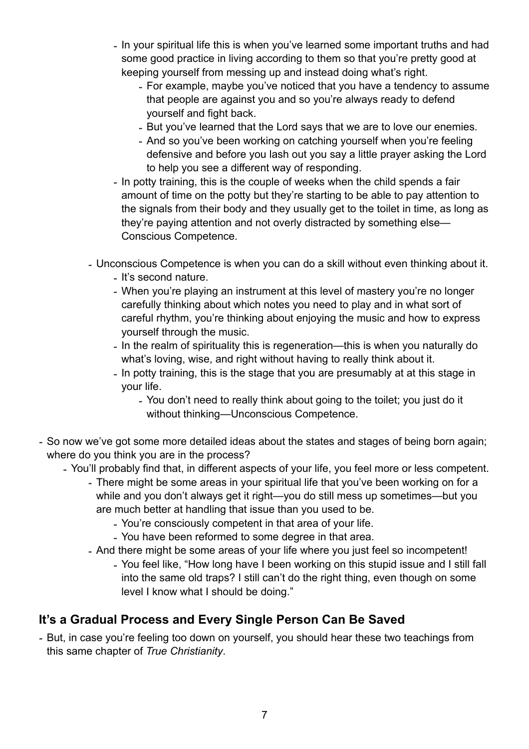- In your spiritual life this is when you've learned some important truths and had some good practice in living according to them so that you're pretty good at keeping yourself from messing up and instead doing what's right.
            - For example, maybe you've noticed that you have a tendency to assume that people are against you and so you're always ready to defend yourself and fight back.
            - But you've learned that the Lord says that we are to love our enemies.
            - And so you've been working on catching yourself when you're feeling defensive and before you lash out you say a little prayer asking the Lord to help you see a different way of responding.
        - In potty training, this is the couple of weeks when the child spends a fair amount of time on the potty but they're starting to be able to pay attention to the signals from their body and they usually get to the toilet in time, as long as they're paying attention and not overly distracted by something else—Conscious Competence.
    - Unconscious Competence is when you can do a skill without even thinking about it.
        - It's second nature.
        - When you're playing an instrument at this level of mastery you're no longer carefully thinking about which notes you need to play and in what sort of careful rhythm, you're thinking about enjoying the music and how to express yourself through the music.
        - In the realm of spirituality this is regeneration—this is when you naturally do what's loving, wise, and right without having to really think about it.
        - In potty training, this is the stage that you are presumably at at this stage in your life.
            - You don't need to really think about going to the toilet; you just do it without thinking—Unconscious Competence.
- So now we've got some more detailed ideas about the states and stages of being born again; where do you think you are in the process?
    - You'll probably find that, in different aspects of your life, you feel more or less competent.
        - There might be some areas in your spiritual life that you've been working on for a while and you don't always get it right—you do still mess up sometimes—but you are much better at handling that issue than you used to be.
            - You're consciously competent in that area of your life.
            - You have been reformed to some degree in that area.
        - And there might be some areas of your life where you just feel so incompetent!
            - You feel like, "How long have I been working on this stupid issue and I still fall into the same old traps? I still can't do the right thing, even though on some level I know what I should be doing."

## It's a Gradual Process and Every Single Person Can Be Saved

- But, in case you're feeling too down on yourself, you should hear these two teachings from this same chapter of *True Christianity*.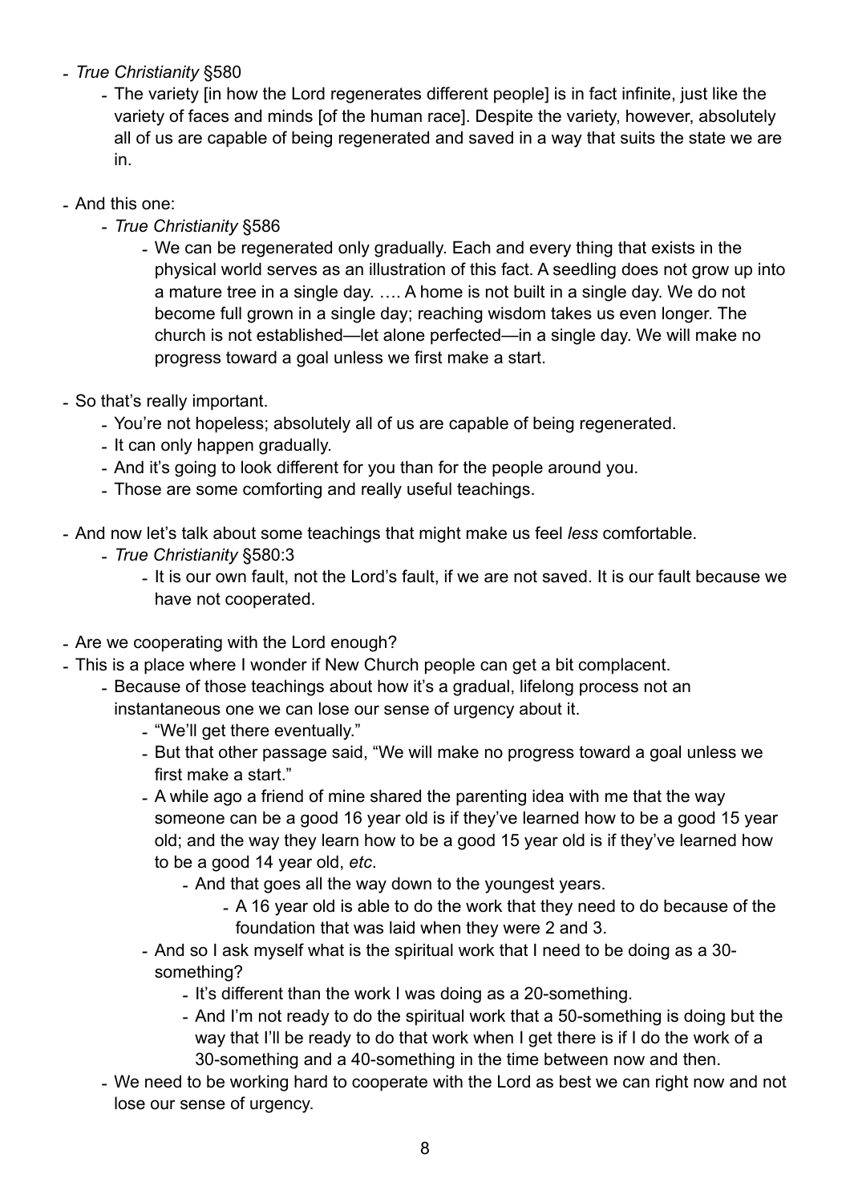- *True Christianity* §580
    - The variety [in how the Lord regenerates different people] is in fact infinite, just like the variety of faces and minds [of the human race]. Despite the variety, however, absolutely all of us are capable of being regenerated and saved in a way that suits the state we are in.
- And this one:
    - *True Christianity* §586
        - We can be regenerated only gradually. Each and every thing that exists in the physical world serves as an illustration of this fact. A seedling does not grow up into a mature tree in a single day. …. A home is not built in a single day. We do not become full grown in a single day; reaching wisdom takes us even longer. The church is not established—let alone perfected—in a single day. We will make no progress toward a goal unless we first make a start.
- So that's really important.
    - You're not hopeless; absolutely all of us are capable of being regenerated.
    - It can only happen gradually.
    - And it's going to look different for you than for the people around you.
    - Those are some comforting and really useful teachings.
- And now let's talk about some teachings that might make us feel *less* comfortable.
    - *True Christianity* §580:3
        - It is our own fault, not the Lord's fault, if we are not saved. It is our fault because we have not cooperated.
- Are we cooperating with the Lord enough?
- This is a place where I wonder if New Church people can get a bit complacent.
    - Because of those teachings about how it's a gradual, lifelong process not an instantaneous one we can lose our sense of urgency about it.
        - "We'll get there eventually."
        - But that other passage said, "We will make no progress toward a goal unless we first make a start."
        - A while ago a friend of mine shared the parenting idea with me that the way someone can be a good 16 year old is if they've learned how to be a good 15 year old; and the way they learn how to be a good 15 year old is if they've learned how to be a good 14 year old, *etc*.
            - And that goes all the way down to the youngest years.
                - A 16 year old is able to do the work that they need to do because of the foundation that was laid when they were 2 and 3.
        - And so I ask myself what is the spiritual work that I need to be doing as a 30-something?
            - It's different than the work I was doing as a 20-something.
            - And I'm not ready to do the spiritual work that a 50-something is doing but the way that I'll be ready to do that work when I get there is if I do the work of a 30-something and a 40-something in the time between now and then.
    - We need to be working hard to cooperate with the Lord as best we can right now and not lose our sense of urgency.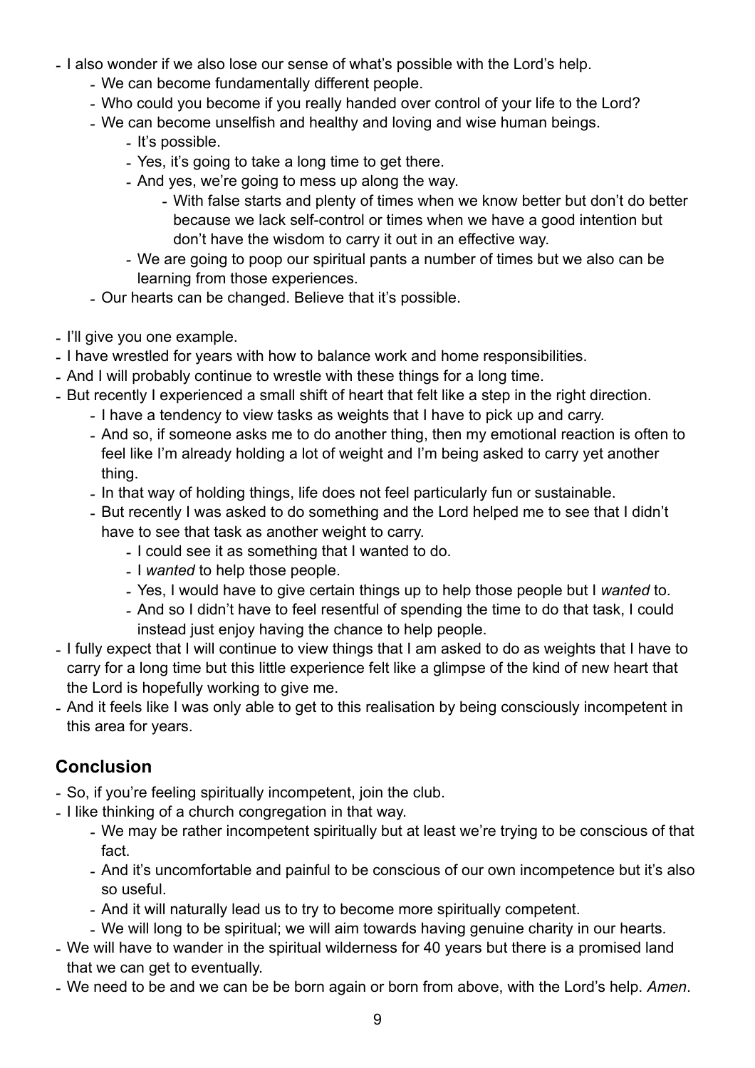- I also wonder if we also lose our sense of what's possible with the Lord's help.
    - We can become fundamentally different people.
    - Who could you become if you really handed over control of your life to the Lord?
    - We can become unselfish and healthy and loving and wise human beings.
        - It's possible.
        - Yes, it's going to take a long time to get there.
        - And yes, we're going to mess up along the way.
            - With false starts and plenty of times when we know better but don't do better because we lack self-control or times when we have a good intention but don't have the wisdom to carry it out in an effective way.
        - We are going to poop our spiritual pants a number of times but we also can be learning from those experiences.
    - Our hearts can be changed. Believe that it's possible.

- I'll give you one example.
- I have wrestled for years with how to balance work and home responsibilities.
- And I will probably continue to wrestle with these things for a long time.
- But recently I experienced a small shift of heart that felt like a step in the right direction.
    - I have a tendency to view tasks as weights that I have to pick up and carry.
    - And so, if someone asks me to do another thing, then my emotional reaction is often to feel like I'm already holding a lot of weight and I'm being asked to carry yet another thing.
    - In that way of holding things, life does not feel particularly fun or sustainable.
    - But recently I was asked to do something and the Lord helped me to see that I didn't have to see that task as another weight to carry.
        - I could see it as something that I wanted to do.
        - I *wanted* to help those people.
        - Yes, I would have to give certain things up to help those people but I *wanted* to.
        - And so I didn't have to feel resentful of spending the time to do that task, I could instead just enjoy having the chance to help people.
- I fully expect that I will continue to view things that I am asked to do as weights that I have to carry for a long time but this little experience felt like a glimpse of the kind of new heart that the Lord is hopefully working to give me.
- And it feels like I was only able to get to this realisation by being consciously incompetent in this area for years.

## Conclusion

- So, if you're feeling spiritually incompetent, join the club.
- I like thinking of a church congregation in that way.
    - We may be rather incompetent spiritually but at least we're trying to be conscious of that fact.
    - And it's uncomfortable and painful to be conscious of our own incompetence but it's also so useful.
    - And it will naturally lead us to try to become more spiritually competent.
    - We will long to be spiritual; we will aim towards having genuine charity in our hearts.
- We will have to wander in the spiritual wilderness for 40 years but there is a promised land that we can get to eventually.
- We need to be and we can be be born again or born from above, with the Lord's help. *Amen*.